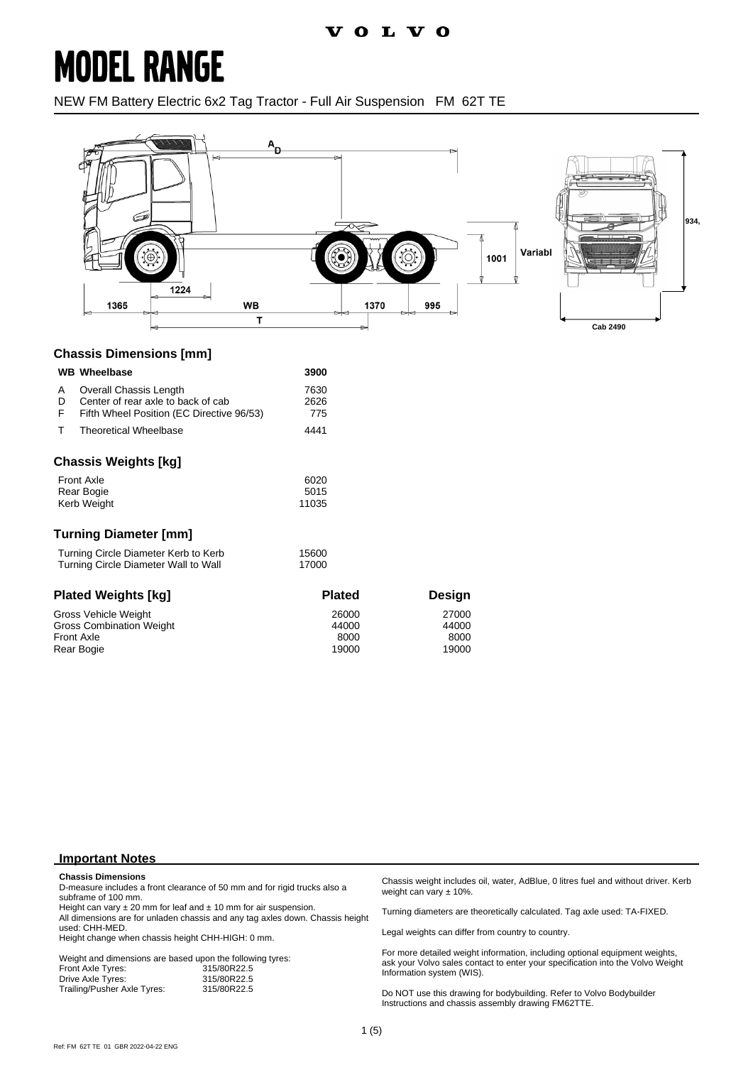# MODEL RANGE

NEW FM Battery Electric 6x2 Tag Tractor - Full Air Suspension   FM 62T TE

### Chassis Dimensions [mm]

| | | |
|---|---|---|
| **WB** | **Wheelbase** | **3900** |
| A | Overall Chassis Length | 7630 |
| D | Center of rear axle to back of cab | 2626 |
| F | Fifth Wheel Position (EC Directive 96/53) | 775 |
| T | Theoretical Wheelbase | 4441 |

### Chassis Weights [kg]

| | |
|---|---|
| Front Axle | 6020 |
| Rear Bogie | 5015 |
| Kerb Weight | 11035 |

### Turning Diameter [mm]

| | |
|---|---|
| Turning Circle Diameter Kerb to Kerb | 15600 |
| Turning Circle Diameter Wall to Wall | 17000 |

### Plated Weights [kg]

| | Plated | Design |
|---|---|---|
| Gross Vehicle Weight | 26000 | 27000 |
| Gross Combination Weight | 44000 | 44000 |
| Front Axle | 8000 | 8000 |
| Rear Bogie | 19000 | 19000 |

## Important Notes

**Chassis Dimensions**

D-measure includes a front clearance of 50 mm and for rigid trucks also a subframe of 100 mm.
Height can vary ± 20 mm for leaf and ± 10 mm for air suspension.
All dimensions are for unladen chassis and any tag axles down. Chassis height used: CHH-MED.
Height change when chassis height CHH-HIGH: 0 mm.

Weight and dimensions are based upon the following tyres:

| | |
|---|---|
| Front Axle Tyres: | 315/80R22.5 |
| Drive Axle Tyres: | 315/80R22.5 |
| Trailing/Pusher Axle Tyres: | 315/80R22.5 |

Chassis weight includes oil, water, AdBlue, 0 litres fuel and without driver. Kerb weight can vary ± 10%.

Turning diameters are theoretically calculated. Tag axle used: TA-FIXED.

Legal weights can differ from country to country.

For more detailed weight information, including optional equipment weights, ask your Volvo sales contact to enter your specification into the Volvo Weight Information system (WIS).

Do NOT use this drawing for bodybuilding. Refer to Volvo Bodybuilder Instructions and chassis assembly drawing FM62TTE.

Ref: FM 62T TE 01 GBR 2022-04-22 ENG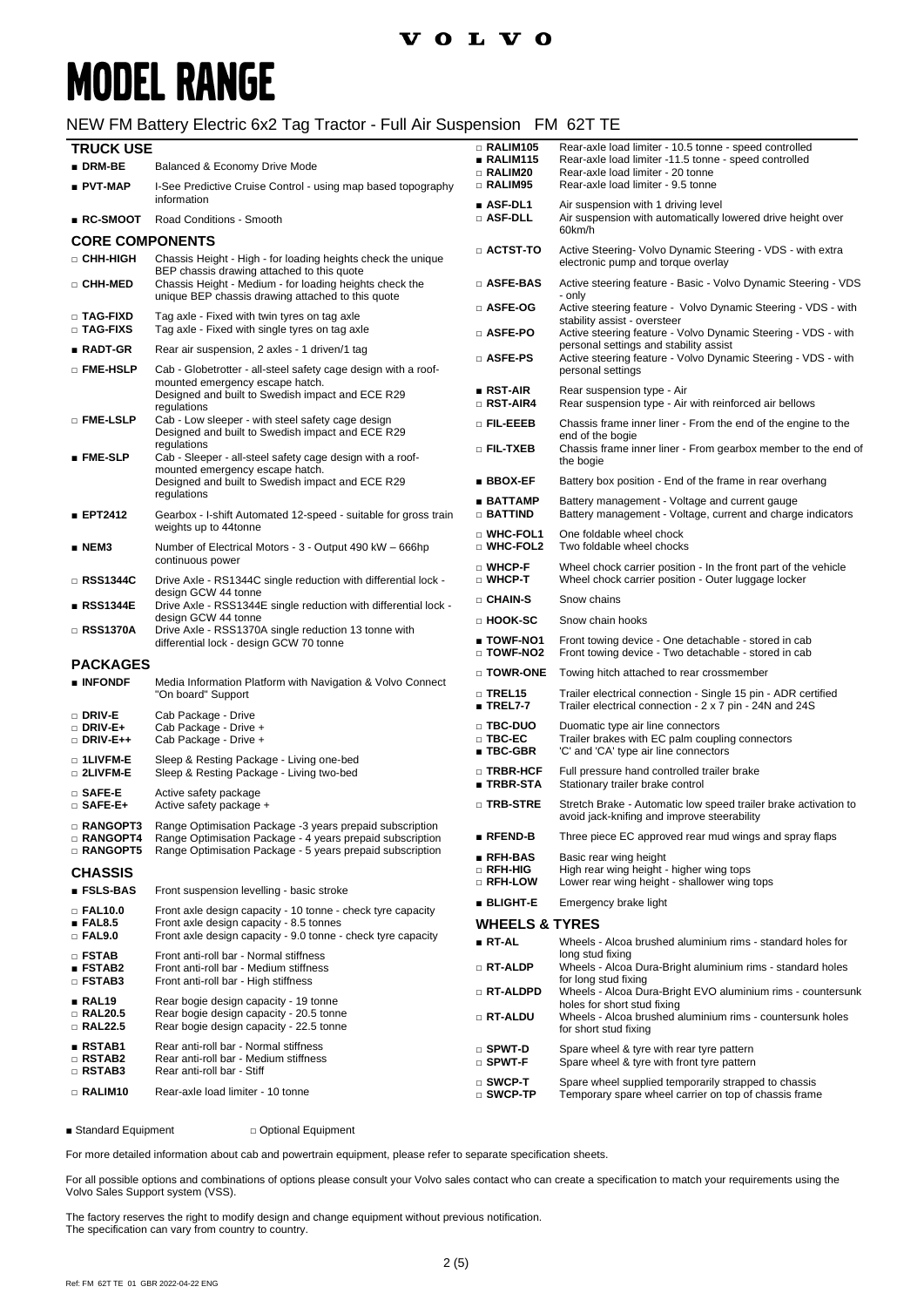# MODEL RANGE

## NEW FM Battery Electric 6x2 Tag Tractor - Full Air Suspension FM 62T TE

### TRUCK USE

| | |
|---|---|
| ■ **DRM-BE** | Balanced & Economy Drive Mode |
| ■ **PVT-MAP** | I-See Predictive Cruise Control - using map based topography information |
| ■ **RC-SMOOT** | Road Conditions - Smooth |

### CORE COMPONENTS

| | |
|---|---|
| □ **CHH-HIGH** | Chassis Height - High - for loading heights check the unique BEP chassis drawing attached to this quote |
| □ **CHH-MED** | Chassis Height - Medium - for loading heights check the unique BEP chassis drawing attached to this quote |
| □ **TAG-FIXD** | Tag axle - Fixed with twin tyres on tag axle |
| □ **TAG-FIXS** | Tag axle - Fixed with single tyres on tag axle |
| ■ **RADT-GR** | Rear air suspension, 2 axles - 1 driven/1 tag |
| □ **FME-HSLP** | Cab - Globetrotter - all-steel safety cage design with a roof-mounted emergency escape hatch. Designed and built to Swedish impact and ECE R29 regulations |
| □ **FME-LSLP** | Cab - Low sleeper - with steel safety cage design Designed and built to Swedish impact and ECE R29 regulations |
| ■ **FME-SLP** | Cab - Sleeper - all-steel safety cage design with a roof-mounted emergency escape hatch. Designed and built to Swedish impact and ECE R29 regulations |
| ■ **EPT2412** | Gearbox - I-shift Automated 12-speed - suitable for gross train weights up to 44tonne |
| ■ **NEM3** | Number of Electrical Motors - 3 - Output 490 kW – 666hp continuous power |
| □ **RSS1344C** | Drive Axle - RS1344C single reduction with differential lock - design GCW 44 tonne |
| ■ **RSS1344E** | Drive Axle - RSS1344E single reduction with differential lock - design GCW 44 tonne |
| □ **RSS1370A** | Drive Axle - RSS1370A single reduction 13 tonne with differential lock - design GCW 70 tonne |

### PACKAGES

| | |
|---|---|
| ■ **INFONDF** | Media Information Platform with Navigation & Volvo Connect "On board" Support |
| □ **DRIV-E** | Cab Package - Drive |
| □ **DRIV-E+** | Cab Package - Drive + |
| □ **DRIV-E++** | Cab Package - Drive + |
| □ **1LIVFM-E** | Sleep & Resting Package - Living one-bed |
| □ **2LIVFM-E** | Sleep & Resting Package - Living two-bed |
| □ **SAFE-E** | Active safety package |
| □ **SAFE-E+** | Active safety package + |
| □ **RANGOPT3** | Range Optimisation Package -3 years prepaid subscription |
| □ **RANGOPT4** | Range Optimisation Package - 4 years prepaid subscription |
| □ **RANGOPT5** | Range Optimisation Package - 5 years prepaid subscription |

### CHASSIS

| | |
|---|---|
| ■ **FSLS-BAS** | Front suspension levelling - basic stroke |
| □ **FAL10.0** | Front axle design capacity - 10 tonne - check tyre capacity |
| ■ **FAL8.5** | Front axle design capacity - 8.5 tonnes |
| □ **FAL9.0** | Front axle design capacity - 9.0 tonne - check tyre capacity |
| □ **FSTAB** | Front anti-roll bar - Normal stiffness |
| ■ **FSTAB2** | Front anti-roll bar - Medium stiffness |
| □ **FSTAB3** | Front anti-roll bar - High stiffness |
| ■ **RAL19** | Rear bogie design capacity - 19 tonne |
| □ **RAL20.5** | Rear bogie design capacity - 20.5 tonne |
| □ **RAL22.5** | Rear bogie design capacity - 22.5 tonne |
| ■ **RSTAB1** | Rear anti-roll bar - Normal stiffness |
| □ **RSTAB2** | Rear anti-roll bar - Medium stiffness |
| □ **RSTAB3** | Rear anti-roll bar - Stiff |
| □ **RALIM10** | Rear-axle load limiter - 10 tonne |
| □ **RALIM105** | Rear-axle load limiter - 10.5 tonne - speed controlled |
| ■ **RALIM115** | Rear-axle load limiter -11.5 tonne - speed controlled |
| □ **RALIM20** | Rear-axle load limiter - 20 tonne |
| □ **RALIM95** | Rear-axle load limiter - 9.5 tonne |
| ■ **ASF-DL1** | Air suspension with 1 driving level |
| □ **ASF-DLL** | Air suspension with automatically lowered drive height over 60km/h |
| □ **ACTST-TO** | Active Steering- Volvo Dynamic Steering - VDS - with extra electronic pump and torque overlay |
| □ **ASFE-BAS** | Active steering feature - Basic - Volvo Dynamic Steering - VDS - only |
| □ **ASFE-OG** | Active steering feature - Volvo Dynamic Steering - VDS - with stability assist - oversteer |
| □ **ASFE-PO** | Active steering feature - Volvo Dynamic Steering - VDS - with personal settings and stability assist |
| □ **ASFE-PS** | Active steering feature - Volvo Dynamic Steering - VDS - with personal settings |
| ■ **RST-AIR** | Rear suspension type - Air |
| □ **RST-AIR4** | Rear suspension type - Air with reinforced air bellows |
| □ **FIL-EEEB** | Chassis frame inner liner - From the end of the engine to the end of the bogie |
| □ **FIL-TXEB** | Chassis frame inner liner - From gearbox member to the end of the bogie |
| ■ **BBOX-EF** | Battery box position - End of the frame in rear overhang |
| ■ **BATTAMP** | Battery management - Voltage and current gauge |
| □ **BATTIND** | Battery management - Voltage, current and charge indicators |
| □ **WHC-FOL1** | One foldable wheel chock |
| □ **WHC-FOL2** | Two foldable wheel chocks |
| □ **WHCP-F** | Wheel chock carrier position - In the front part of the vehicle |
| □ **WHCP-T** | Wheel chock carrier position - Outer luggage locker |
| □ **CHAIN-S** | Snow chains |
| □ **HOOK-SC** | Snow chain hooks |
| ■ **TOWF-NO1** | Front towing device - One detachable - stored in cab |
| □ **TOWF-NO2** | Front towing device - Two detachable - stored in cab |
| □ **TOWR-ONE** | Towing hitch attached to rear crossmember |
| □ **TREL15** | Trailer electrical connection - Single 15 pin - ADR certified |
| ■ **TREL7-7** | Trailer electrical connection - 2 x 7 pin - 24N and 24S |
| □ **TBC-DUO** | Duomatic type air line connectors |
| □ **TBC-EC** | Trailer brakes with EC palm coupling connectors |
| ■ **TBC-GBR** | 'C' and 'CA' type air line connectors |
| □ **TRBR-HCF** | Full pressure hand controlled trailer brake |
| ■ **TRBR-STA** | Stationary trailer brake control |
| □ **TRB-STRE** | Stretch Brake - Automatic low speed trailer brake activation to avoid jack-knifing and improve steerability |
| ■ **RFEND-B** | Three piece EC approved rear mud wings and spray flaps |
| ■ **RFH-BAS** | Basic rear wing height |
| □ **RFH-HIG** | High rear wing height - higher wing tops |
| □ **RFH-LOW** | Lower rear wing height - shallower wing tops |
| ■ **BLIGHT-E** | Emergency brake light |

### WHEELS & TYRES

| | |
|---|---|
| ■ **RT-AL** | Wheels - Alcoa brushed aluminium rims - standard holes for long stud fixing |
| □ **RT-ALDP** | Wheels - Alcoa Dura-Bright aluminium rims - standard holes for long stud fixing |
| □ **RT-ALDPD** | Wheels - Alcoa Dura-Bright EVO aluminium rims - countersunk holes for short stud fixing |
| □ **RT-ALDU** | Wheels - Alcoa brushed aluminium rims - countersunk holes for short stud fixing |
| □ **SPWT-D** | Spare wheel & tyre with rear tyre pattern |
| □ **SPWT-F** | Spare wheel & tyre with front tyre pattern |
| □ **SWCP-T** | Spare wheel supplied temporarily strapped to chassis |
| □ **SWCP-TP** | Temporary spare wheel carrier on top of chassis frame |

■ Standard Equipment □ Optional Equipment

For more detailed information about cab and powertrain equipment, please refer to separate specification sheets.

For all possible options and combinations of options please consult your Volvo sales contact who can create a specification to match your requirements using the Volvo Sales Support system (VSS).

The factory reserves the right to modify design and change equipment without previous notification.
The specification can vary from country to country.

Ref: FM 62T TE 01 GBR 2022-04-22 ENG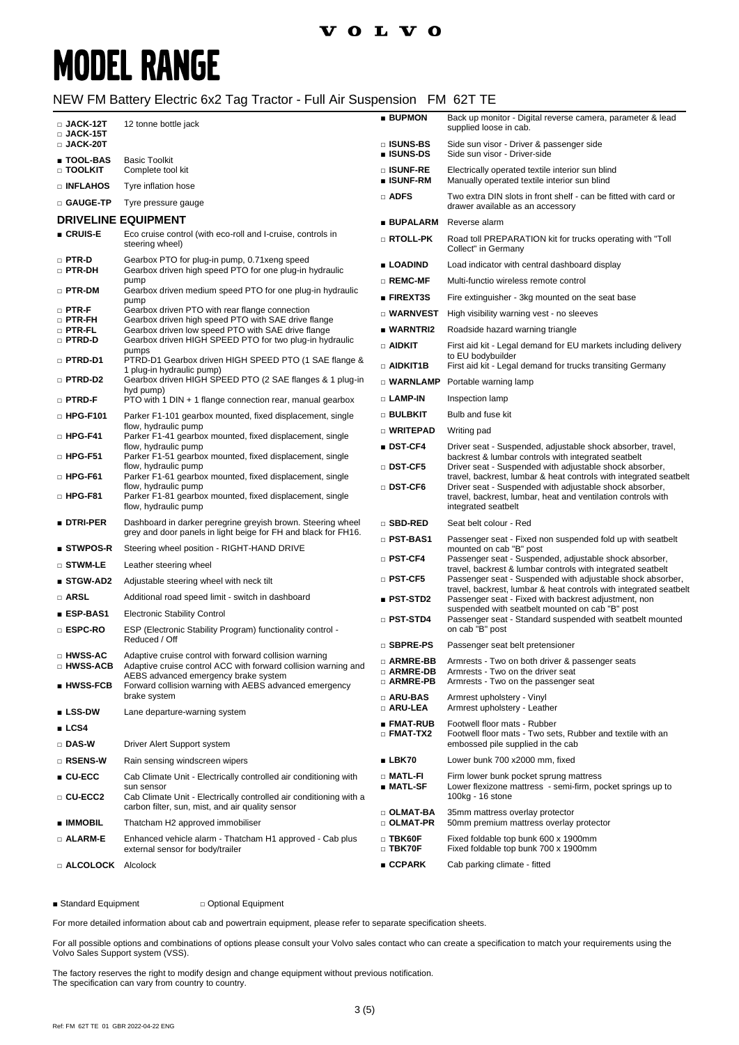# MODEL RANGE

NEW FM Battery Electric 6x2 Tag Tractor - Full Air Suspension FM 62T TE

| Code | Description |
|---|---|
| □ JACK-12T | 12 tonne bottle jack |
| □ JACK-15T | |
| □ JACK-20T | |
| ■ TOOL-BAS | Basic Toolkit |
| □ TOOLKIT | Complete tool kit |
| □ INFLAHOS | Tyre inflation hose |
| □ GAUGE-TP | Tyre pressure gauge |

## DRIVELINE EQUIPMENT

| Code | Description |
|---|---|
| ■ CRUIS-E | Eco cruise control (with eco-roll and I-cruise, controls in steering wheel) |
| □ PTR-D | Gearbox PTO for plug-in pump, 0.71xeng speed |
| □ PTR-DH | Gearbox driven high speed PTO for one plug-in hydraulic pump |
| □ PTR-DM | Gearbox driven medium speed PTO for one plug-in hydraulic pump |
| □ PTR-F | Gearbox driven PTO with rear flange connection |
| □ PTR-FH | Gearbox driven high speed PTO with SAE drive flange |
| □ PTR-FL | Gearbox driven low speed PTO with SAE drive flange |
| □ PTRD-D | Gearbox driven HIGH SPEED PTO for two plug-in hydraulic pumps |
| □ PTRD-D1 | PTRD-D1 Gearbox driven HIGH SPEED PTO (1 SAE flange & 1 plug-in hydraulic pump) |
| □ PTRD-D2 | Gearbox driven HIGH SPEED PTO (2 SAE flanges & 1 plug-in hyd pump) |
| □ PTRD-F | PTO with 1 DIN + 1 flange connection rear, manual gearbox |
| □ HPG-F101 | Parker F1-101 gearbox mounted, fixed displacement, single flow, hydraulic pump |
| □ HPG-F41 | Parker F1-41 gearbox mounted, fixed displacement, single flow, hydraulic pump |
| □ HPG-F51 | Parker F1-51 gearbox mounted, fixed displacement, single flow, hydraulic pump |
| □ HPG-F61 | Parker F1-61 gearbox mounted, fixed displacement, single flow, hydraulic pump |
| □ HPG-F81 | Parker F1-81 gearbox mounted, fixed displacement, single flow, hydraulic pump |
| ■ DTRI-PER | Dashboard in darker peregrine greyish brown. Steering wheel grey and door panels in light beige for FH and black for FH16. |
| ■ STWPOS-R | Steering wheel position - RIGHT-HAND DRIVE |
| □ STWM-LE | Leather steering wheel |
| ■ STGW-AD2 | Adjustable steering wheel with neck tilt |
| □ ARSL | Additional road speed limit - switch in dashboard |
| ■ ESP-BAS1 | Electronic Stability Control |
| □ ESPC-RO | ESP (Electronic Stability Program) functionality control - Reduced / Off |
| □ HWSS-AC | Adaptive cruise control with forward collision warning |
| □ HWSS-ACB | Adaptive cruise control ACC with forward collision warning and AEBS advanced emergency brake system |
| ■ HWSS-FCB | Forward collision warning with AEBS advanced emergency brake system |
| ■ LSS-DW | Lane departure-warning system |
| ■ LCS4 | |
| □ DAS-W | Driver Alert Support system |
| □ RSENS-W | Rain sensing windscreen wipers |
| ■ CU-ECC | Cab Climate Unit - Electrically controlled air conditioning with sun sensor |
| □ CU-ECC2 | Cab Climate Unit - Electrically controlled air conditioning with a carbon filter, sun, mist, and air quality sensor |
| ■ IMMOBIL | Thatcham H2 approved immobiliser |
| □ ALARM-E | Enhanced vehicle alarm - Thatcham H1 approved - Cab plus external sensor for body/trailer |
| □ ALCOLOCK | Alcolock |
| ■ BUPMON | Back up monitor - Digital reverse camera, parameter & lead supplied loose in cab. |
| □ ISUNS-BS | Side sun visor - Driver & passenger side |
| ■ ISUNS-DS | Side sun visor - Driver-side |
| □ ISUNF-RE | Electrically operated textile interior sun blind |
| ■ ISUNF-RM | Manually operated textile interior sun blind |
| □ ADFS | Two extra DIN slots in front shelf - can be fitted with card or drawer available as an accessory |
| ■ BUPALARM | Reverse alarm |
| □ RTOLL-PK | Road toll PREPARATION kit for trucks operating with "Toll Collect" in Germany |
| ■ LOADIND | Load indicator with central dashboard display |
| □ REMC-MF | Multi-functio wireless remote control |
| ■ FIREXT3S | Fire extinguisher - 3kg mounted on the seat base |
| □ WARNVEST | High visibility warning vest - no sleeves |
| ■ WARNTRI2 | Roadside hazard warning triangle |
| □ AIDKIT | First aid kit - Legal demand for EU markets including delivery to EU bodybuilder |
| □ AIDKIT1B | First aid kit - Legal demand for trucks transiting Germany |
| □ WARNLAMP | Portable warning lamp |
| □ LAMP-IN | Inspection lamp |
| □ BULBKIT | Bulb and fuse kit |
| □ WRITEPAD | Writing pad |
| ■ DST-CF4 | Driver seat - Suspended, adjustable shock absorber, travel, backrest & lumbar controls with integrated seatbelt |
| □ DST-CF5 | Driver seat - Suspended with adjustable shock absorber, travel, backrest, lumbar & heat controls with integrated seatbelt |
| □ DST-CF6 | Driver seat - Suspended with adjustable shock absorber, travel, backrest, lumbar, heat and ventilation controls with integrated seatbelt |
| □ SBD-RED | Seat belt colour - Red |
| □ PST-BAS1 | Passenger seat - Fixed non suspended fold up with seatbelt mounted on cab "B" post |
| □ PST-CF4 | Passenger seat - Suspended, adjustable shock absorber, travel, backrest & lumbar controls with integrated seatbelt |
| □ PST-CF5 | Passenger seat - Suspended with adjustable shock absorber, travel, backrest, lumbar & heat controls with integrated seatbelt |
| ■ PST-STD2 | Passenger seat - Fixed with backrest adjustment, non suspended with seatbelt mounted on cab "B" post |
| □ PST-STD4 | Passenger seat - Standard suspended with seatbelt mounted on cab "B" post |
| □ SBPRE-PS | Passenger seat belt pretensioner |
| □ ARMRE-BB | Armrests - Two on both driver & passenger seats |
| □ ARMRE-DB | Armrests - Two on the driver seat |
| □ ARMRE-PB | Armrests - Two on the passenger seat |
| □ ARU-BAS | Armrest upholstery - Vinyl |
| □ ARU-LEA | Armrest upholstery - Leather |
| ■ FMAT-RUB | Footwell floor mats - Rubber |
| □ FMAT-TX2 | Footwell floor mats - Two sets, Rubber and textile with an embossed pile supplied in the cab |
| ■ LBK70 | Lower bunk 700 x2000 mm, fixed |
| □ MATL-FI | Firm lower bunk pocket sprung mattress |
| ■ MATL-SF | Lower flexizone mattress - semi-firm, pocket springs up to 100kg - 16 stone |
| □ OLMAT-BA | 35mm mattress overlay protector |
| □ OLMAT-PR | 50mm premium mattress overlay protector |
| □ TBK60F | Fixed foldable top bunk 600 x 1900mm |
| □ TBK70F | Fixed foldable top bunk 700 x 1900mm |
| ■ CCPARK | Cab parking climate - fitted |

■ Standard Equipment □ Optional Equipment

For more detailed information about cab and powertrain equipment, please refer to separate specification sheets.

For all possible options and combinations of options please consult your Volvo sales contact who can create a specification to match your requirements using the Volvo Sales Support system (VSS).

The factory reserves the right to modify design and change equipment without previous notification.
The specification can vary from country to country.

Ref: FM 62T TE 01 GBR 2022-04-22 ENG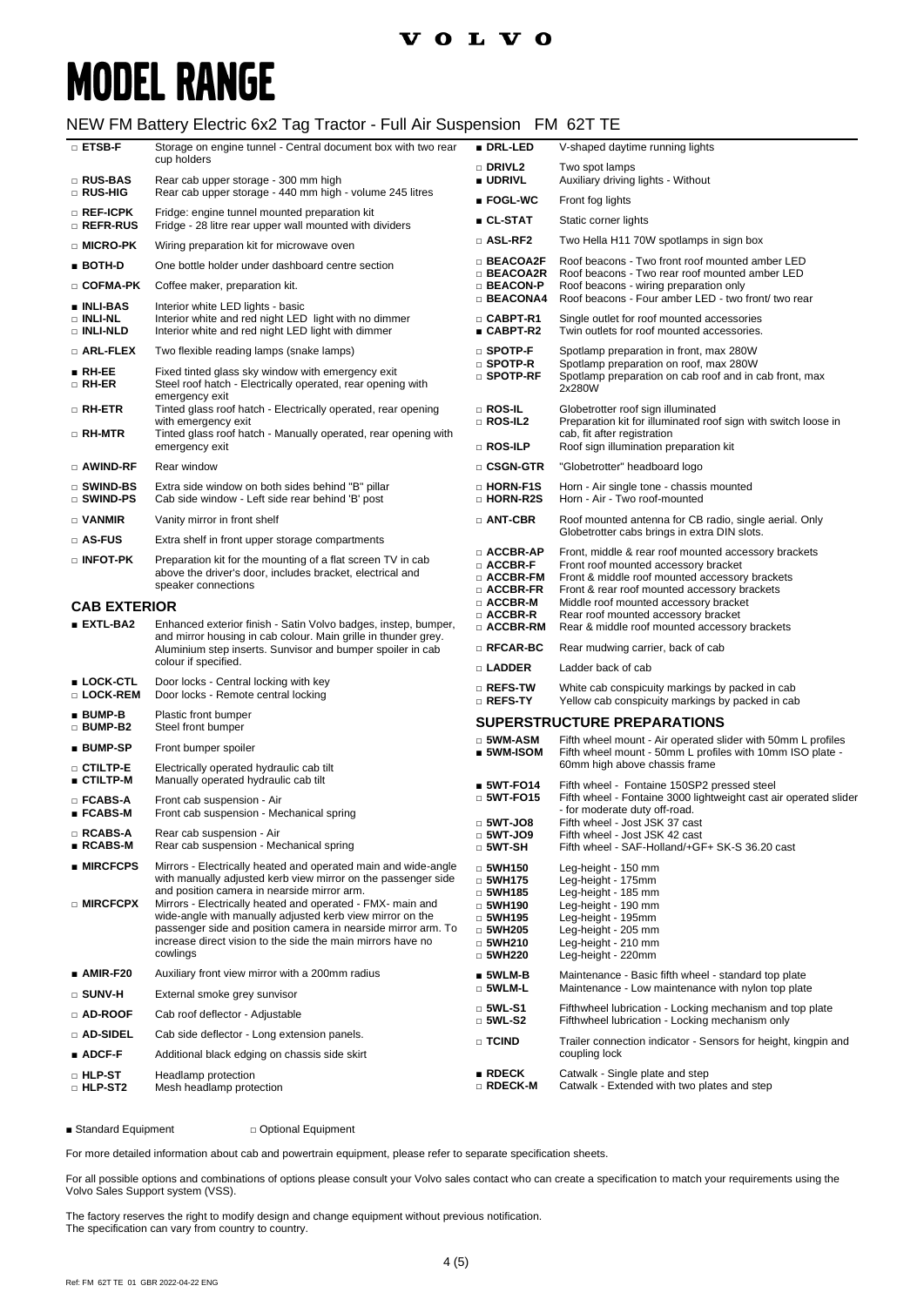# MODEL RANGE

## NEW FM Battery Electric 6x2 Tag Tractor - Full Air Suspension FM 62T TE

| Code | Description |
|---|---|
| □ **ETSB-F** | Storage on engine tunnel - Central document box with two rear cup holders |
| □ **RUS-BAS** | Rear cab upper storage - 300 mm high |
| □ **RUS-HIG** | Rear cab upper storage - 440 mm high - volume 245 litres |
| □ **REF-ICPK** | Fridge: engine tunnel mounted preparation kit |
| □ **REFR-RUS** | Fridge - 28 litre rear upper wall mounted with dividers |
| □ **MICRO-PK** | Wiring preparation kit for microwave oven |
| ■ **BOTH-D** | One bottle holder under dashboard centre section |
| □ **COFMA-PK** | Coffee maker, preparation kit. |
| ■ **INLI-BAS** | Interior white LED lights - basic |
| □ **INLI-NL** | Interior white and red night LED light with no dimmer |
| □ **INLI-NLD** | Interior white and red night LED light with dimmer |
| □ **ARL-FLEX** | Two flexible reading lamps (snake lamps) |
| ■ **RH-EE** | Fixed tinted glass sky window with emergency exit |
| □ **RH-ER** | Steel roof hatch - Electrically operated, rear opening with emergency exit |
| □ **RH-ETR** | Tinted glass roof hatch - Electrically operated, rear opening with emergency exit |
| □ **RH-MTR** | Tinted glass roof hatch - Manually operated, rear opening with emergency exit |
| □ **AWIND-RF** | Rear window |
| □ **SWIND-BS** | Extra side window on both sides behind "B" pillar |
| □ **SWIND-PS** | Cab side window - Left side rear behind 'B' post |
| □ **VANMIR** | Vanity mirror in front shelf |
| □ **AS-FUS** | Extra shelf in front upper storage compartments |
| □ **INFOT-PK** | Preparation kit for the mounting of a flat screen TV in cab above the driver's door, includes bracket, electrical and speaker connections |

### CAB EXTERIOR

| Code | Description |
|---|---|
| ■ **EXTL-BA2** | Enhanced exterior finish - Satin Volvo badges, instep, bumper, and mirror housing in cab colour. Main grille in thunder grey. Aluminium step inserts. Sunvisor and bumper spoiler in cab colour if specified. |
| ■ **LOCK-CTL** | Door locks - Central locking with key |
| □ **LOCK-REM** | Door locks - Remote central locking |
| ■ **BUMP-B** | Plastic front bumper |
| □ **BUMP-B2** | Steel front bumper |
| ■ **BUMP-SP** | Front bumper spoiler |
| □ **CTILTP-E** | Electrically operated hydraulic cab tilt |
| ■ **CTILTP-M** | Manually operated hydraulic cab tilt |
| □ **FCABS-A** | Front cab suspension - Air |
| ■ **FCABS-M** | Front cab suspension - Mechanical spring |
| □ **RCABS-A** | Rear cab suspension - Air |
| ■ **RCABS-M** | Rear cab suspension - Mechanical spring |
| ■ **MIRCFCPS** | Mirrors - Electrically heated and operated main and wide-angle with manually adjusted kerb view mirror on the passenger side and position camera in nearside mirror arm. |
| □ **MIRCFCPX** | Mirrors - Electrically heated and operated - FMX- main and wide-angle with manually adjusted kerb view mirror on the passenger side and position camera in nearside mirror arm. To increase direct vision to the side the main mirrors have no cowlings |
| ■ **AMIR-F20** | Auxiliary front view mirror with a 200mm radius |
| □ **SUNV-H** | External smoke grey sunvisor |
| □ **AD-ROOF** | Cab roof deflector - Adjustable |
| □ **AD-SIDEL** | Cab side deflector - Long extension panels. |
| ■ **ADCF-F** | Additional black edging on chassis side skirt |
| □ **HLP-ST** | Headlamp protection |
| □ **HLP-ST2** | Mesh headlamp protection |
| ■ **DRL-LED** | V-shaped daytime running lights |
| □ **DRIVL2** | Two spot lamps |
| ■ **UDRIVL** | Auxiliary driving lights - Without |
| ■ **FOGL-WC** | Front fog lights |
| ■ **CL-STAT** | Static corner lights |
| □ **ASL-RF2** | Two Hella H11 70W spotlamps in sign box |
| □ **BEACOA2F** | Roof beacons - Two front roof mounted amber LED |
| □ **BEACOA2R** | Roof beacons - Two rear roof mounted amber LED |
| □ **BEACON-P** | Roof beacons - wiring preparation only |
| □ **BEACONA4** | Roof beacons - Four amber LED - two front/ two rear |
| □ **CABPT-R1** | Single outlet for roof mounted accessories |
| ■ **CABPT-R2** | Twin outlets for roof mounted accessories. |
| □ **SPOTP-F** | Spotlamp preparation in front, max 280W |
| □ **SPOTP-R** | Spotlamp preparation on roof, max 280W |
| □ **SPOTP-RF** | Spotlamp preparation on cab roof and in cab front, max 2x280W |
| □ **ROS-IL** | Globetrotter roof sign illuminated |
| □ **ROS-IL2** | Preparation kit for illuminated roof sign with switch loose in cab, fit after registration |
| □ **ROS-ILP** | Roof sign illumination preparation kit |
| □ **CSGN-GTR** | "Globetrotter" headboard logo |
| □ **HORN-F1S** | Horn - Air single tone - chassis mounted |
| □ **HORN-R2S** | Horn - Air - Two roof-mounted |
| □ **ANT-CBR** | Roof mounted antenna for CB radio, single aerial. Only Globetrotter cabs brings in extra DIN slots. |
| □ **ACCBR-AP** | Front, middle & rear roof mounted accessory brackets |
| □ **ACCBR-F** | Front roof mounted accessory bracket |
| □ **ACCBR-FM** | Front & middle roof mounted accessory brackets |
| □ **ACCBR-FR** | Front & rear roof mounted accessory brackets |
| □ **ACCBR-M** | Middle roof mounted accessory bracket |
| □ **ACCBR-R** | Rear roof mounted accessory bracket |
| □ **ACCBR-RM** | Rear & middle roof mounted accessory brackets |
| □ **RFCAR-BC** | Rear mudwing carrier, back of cab |
| □ **LADDER** | Ladder back of cab |
| □ **REFS-TW** | White cab conspicuity markings by packed in cab |
| □ **REFS-TY** | Yellow cab conspicuity markings by packed in cab |

### SUPERSTRUCTURE PREPARATIONS

| Code | Description |
|---|---|
| □ **5WM-ASM** | Fifth wheel mount - Air operated slider with 50mm L profiles |
| ■ **5WM-ISOM** | Fifth wheel mount - 50mm L profiles with 10mm ISO plate - 60mm high above chassis frame |
| ■ **5WT-FO14** | Fifth wheel - Fontaine 150SP2 pressed steel |
| □ **5WT-FO15** | Fifth wheel - Fontaine 3000 lightweight cast air operated slider - for moderate duty off-road. |
| □ **5WT-JO8** | Fifth wheel - Jost JSK 37 cast |
| □ **5WT-JO9** | Fifth wheel - Jost JSK 42 cast |
| □ **5WT-SH** | Fifth wheel - SAF-Holland/+GF+ SK-S 36.20 cast |
| □ **5WH150** | Leg-height - 150 mm |
| □ **5WH175** | Leg-height - 175mm |
| □ **5WH185** | Leg-height - 185 mm |
| □ **5WH190** | Leg-height - 190 mm |
| □ **5WH195** | Leg-height - 195mm |
| □ **5WH205** | Leg-height - 205 mm |
| □ **5WH210** | Leg-height - 210 mm |
| □ **5WH220** | Leg-height - 220mm |
| ■ **5WLM-B** | Maintenance - Basic fifth wheel - standard top plate |
| □ **5WLM-L** | Maintenance - Low maintenance with nylon top plate |
| □ **5WL-S1** | Fifthwheel lubrication - Locking mechanism and top plate |
| □ **5WL-S2** | Fifthwheel lubrication - Locking mechanism only |
| □ **TCIND** | Trailer connection indicator - Sensors for height, kingpin and coupling lock |
| ■ **RDECK** | Catwalk - Single plate and step |
| □ **RDECK-M** | Catwalk - Extended with two plates and step |

■ Standard Equipment □ Optional Equipment

For more detailed information about cab and powertrain equipment, please refer to separate specification sheets.

For all possible options and combinations of options please consult your Volvo sales contact who can create a specification to match your requirements using the Volvo Sales Support system (VSS).

The factory reserves the right to modify design and change equipment without previous notification.
The specification can vary from country to country.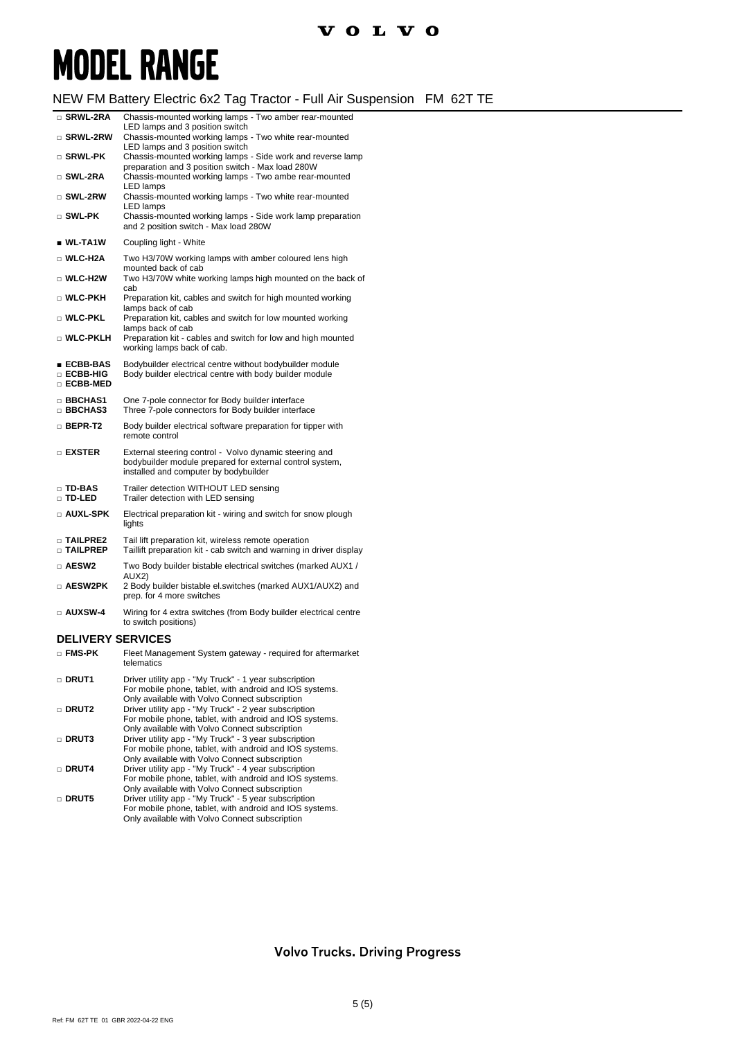# MODEL RANGE

## NEW FM Battery Electric 6x2 Tag Tractor - Full Air Suspension FM 62T TE

| | |
|---|---|
| □ **SRWL-2RA** | Chassis-mounted working lamps - Two amber rear-mounted LED lamps and 3 position switch |
| □ **SRWL-2RW** | Chassis-mounted working lamps - Two white rear-mounted LED lamps and 3 position switch |
| □ **SRWL-PK** | Chassis-mounted working lamps - Side work and reverse lamp preparation and 3 position switch - Max load 280W |
| □ **SWL-2RA** | Chassis-mounted working lamps - Two ambe rear-mounted LED lamps |
| □ **SWL-2RW** | Chassis-mounted working lamps - Two white rear-mounted LED lamps |
| □ **SWL-PK** | Chassis-mounted working lamps - Side work lamp preparation and 2 position switch - Max load 280W |
| ■ **WL-TA1W** | Coupling light - White |
| □ **WLC-H2A** | Two H3/70W working lamps with amber coloured lens high mounted back of cab |
| □ **WLC-H2W** | Two H3/70W white working lamps high mounted on the back of cab |
| □ **WLC-PKH** | Preparation kit, cables and switch for high mounted working lamps back of cab |
| □ **WLC-PKL** | Preparation kit, cables and switch for low mounted working lamps back of cab |
| □ **WLC-PKLH** | Preparation kit - cables and switch for low and high mounted working lamps back of cab. |
| ■ **ECBB-BAS** | Bodybuilder electrical centre without bodybuilder module |
| □ **ECBB-HIG** | Body builder electrical centre with body builder module |
| □ **ECBB-MED** | |
| □ **BBCHAS1** | One 7-pole connector for Body builder interface |
| □ **BBCHAS3** | Three 7-pole connectors for Body builder interface |
| □ **BEPR-T2** | Body builder electrical software preparation for tipper with remote control |
| □ **EXSTER** | External steering control - Volvo dynamic steering and bodybuilder module prepared for external control system, installed and computer by bodybuilder |
| □ **TD-BAS** | Trailer detection WITHOUT LED sensing |
| □ **TD-LED** | Trailer detection with LED sensing |
| □ **AUXL-SPK** | Electrical preparation kit - wiring and switch for snow plough lights |
| □ **TAILPRE2** | Tail lift preparation kit, wireless remote operation |
| □ **TAILPREP** | Taillift preparation kit - cab switch and warning in driver display |
| □ **AESW2** | Two Body builder bistable electrical switches (marked AUX1 / AUX2) |
| □ **AESW2PK** | 2 Body builder bistable el.switches (marked AUX1/AUX2) and prep. for 4 more switches |
| □ **AUXSW-4** | Wiring for 4 extra switches (from Body builder electrical centre to switch positions) |

### DELIVERY SERVICES

| | |
|---|---|
| □ **FMS-PK** | Fleet Management System gateway - required for aftermarket telematics |
| □ **DRUT1** | Driver utility app - "My Truck" - 1 year subscription For mobile phone, tablet, with android and IOS systems. Only available with Volvo Connect subscription |
| □ **DRUT2** | Driver utility app - "My Truck" - 2 year subscription For mobile phone, tablet, with android and IOS systems. Only available with Volvo Connect subscription |
| □ **DRUT3** | Driver utility app - "My Truck" - 3 year subscription For mobile phone, tablet, with android and IOS systems. Only available with Volvo Connect subscription |
| □ **DRUT4** | Driver utility app - "My Truck" - 4 year subscription For mobile phone, tablet, with android and IOS systems. Only available with Volvo Connect subscription |
| □ **DRUT5** | Driver utility app - "My Truck" - 5 year subscription For mobile phone, tablet, with android and IOS systems. Only available with Volvo Connect subscription |